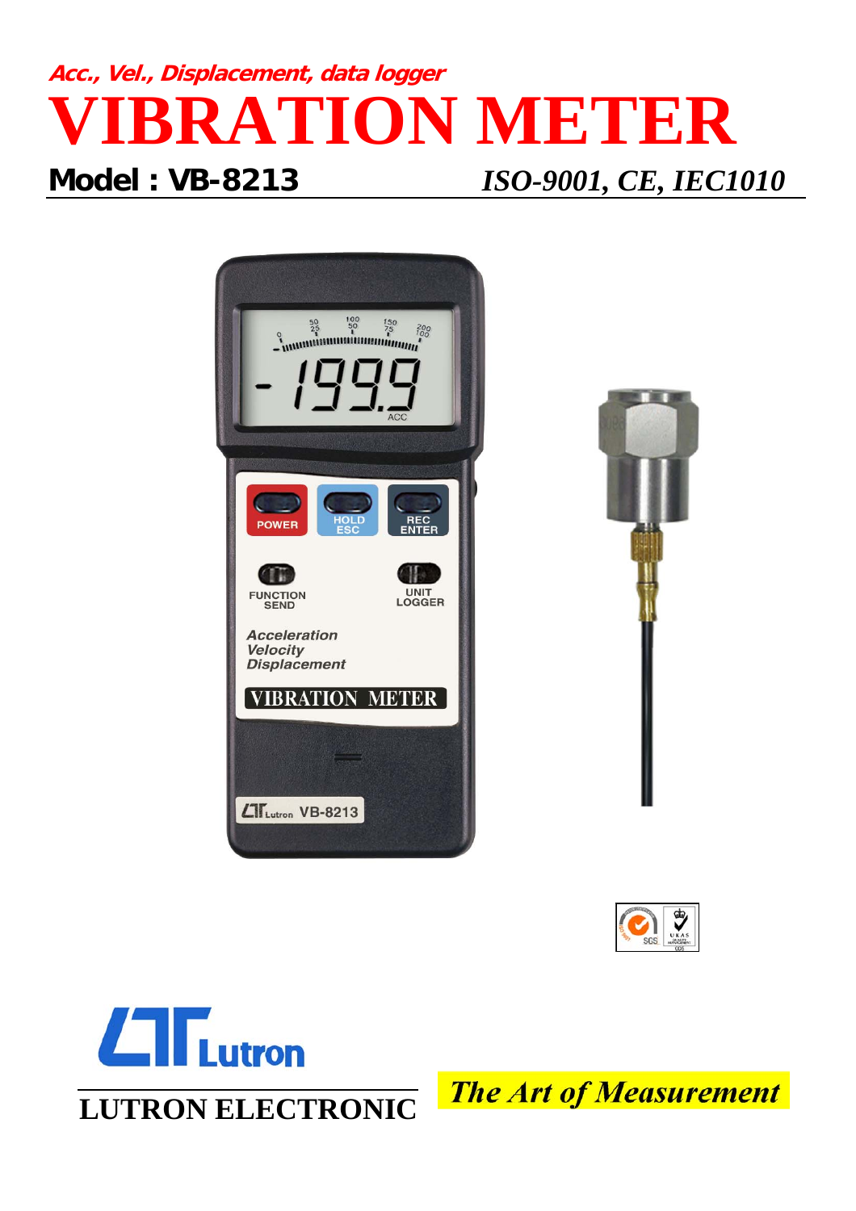***Acc., Vel., Displacement, data logger***

# VIBRATION METER

**Model : VB-8213** *ISO-9001, CE, IEC1010*

**LUTRON ELECTRONIC**

*The Art of Measurement*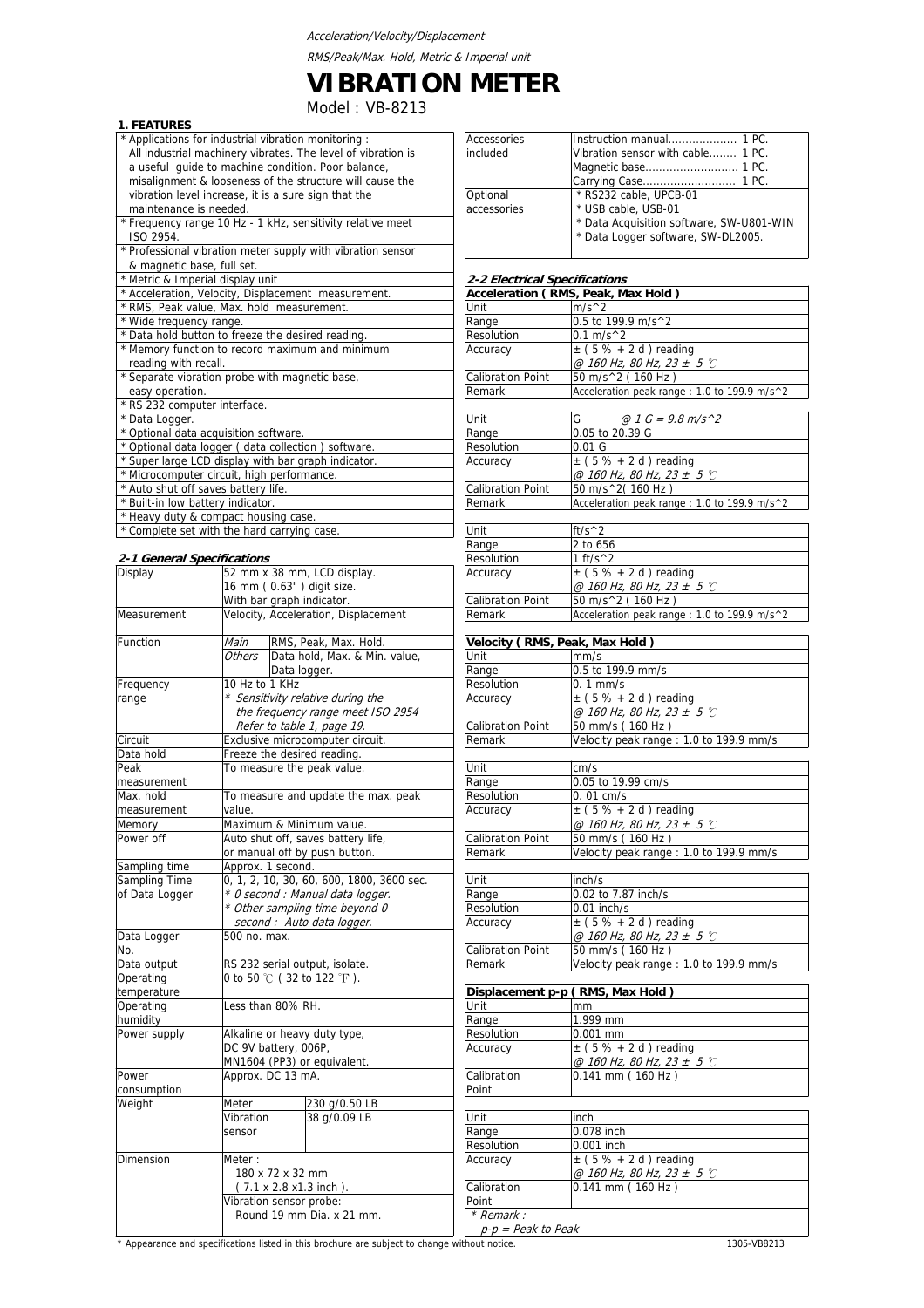*Acceleration/Velocity/Displacement*

*RMS/Peak/Max. Hold, Metric & Imperial unit*

# VIBRATION METER

Model : VB-8213

## 1. FEATURES

| |
|---|
| * Applications for industrial vibration monitoring : All industrial machinery vibrates. The level of vibration is a useful guide to machine condition. Poor balance, misalignment & looseness of the structure will cause the vibration level increase, it is a sure sign that the maintenance is needed. |
| * Frequency range 10 Hz - 1 kHz, sensitivity relative meet ISO 2954. |
| * Professional vibration meter supply with vibration sensor & magnetic base, full set. |
| * Metric & Imperial display unit |
| * Acceleration, Velocity, Displacement measurement. |
| * RMS, Peak value, Max. hold measurement. |
| * Wide frequency range. |
| * Data hold button to freeze the desired reading. |
| * Memory function to record maximum and minimum reading with recall. |
| * Separate vibration probe with magnetic base, easy operation. |
| * RS 232 computer interface. |
| * Data Logger. |
| * Optional data acquisition software. |
| * Optional data logger ( data collection ) software. |
| * Super large LCD display with bar graph indicator. |
| * Microcomputer circuit, high performance. |
| * Auto shut off saves battery life. |
| * Built-in low battery indicator. |
| * Heavy duty & compact housing case. |
| * Complete set with the hard carrying case. |

### *2-1 General Specifications*

| | | |
|---|---|---|
| Display | 52 mm x 38 mm, LCD display. 16 mm ( 0.63" ) digit size. With bar graph indicator. | |
| Measurement | Velocity, Acceleration, Displacement | |
| Function | *Main* | RMS, Peak, Max. Hold. |
| | *Others* | Data hold, Max. & Min. value, Data logger. |
| Frequency range | 10 Hz to 1 KHz<br>* *Sensitivity relative during the frequency range meet ISO 2954*<br>*Refer to table 1, page 19.* | |
| Circuit | Exclusive microcomputer circuit. | |
| Data hold | Freeze the desired reading. | |
| Peak measurement | To measure the peak value. | |
| Max. hold measurement | To measure and update the max. peak value. | |
| Memory | Maximum & Minimum value. | |
| Power off | Auto shut off, saves battery life, or manual off by push button. | |
| Sampling time | Approx. 1 second. | |
| Sampling Time of Data Logger | 0, 1, 2, 10, 30, 60, 600, 1800, 3600 sec.<br>* *0 second : Manual data logger.*<br>* *Other sampling time beyond 0 second : Auto data logger.* | |
| Data Logger No. | 500 no. max. | |
| Data output | RS 232 serial output, isolate. | |
| Operating temperature | 0 to 50 ℃ ( 32 to 122 ℉ ). | |
| Operating humidity | Less than 80% RH. | |
| Power supply | Alkaline or heavy duty type, DC 9V battery, 006P, MN1604 (PP3) or equivalent. | |
| Power consumption | Approx. DC 13 mA. | |
| Weight | Meter | 230 g/0.50 LB |
| | Vibration sensor | 38 g/0.09 LB |
| Dimension | Meter :<br>180 x 72 x 32 mm<br>( 7.1 x 2.8 x1.3 inch ).<br>Vibration sensor probe:<br>Round 19 mm Dia. x 21 mm. | |

| | |
|---|---|
| Accessories included | Instruction manual.................... 1 PC.<br>Vibration sensor with cable........ 1 PC.<br>Magnetic base........................... 1 PC.<br>Carrying Case............................ 1 PC. |
| Optional accessories | * RS232 cable, UPCB-01<br>* USB cable, USB-01<br>* Data Acquisition software, SW-U801-WIN<br>* Data Logger software, SW-DL2005. |

### *2-2 Electrical Specifications*

| **Acceleration ( RMS, Peak, Max Hold )** | |
|---|---|
| Unit | m/s^2 |
| Range | 0.5 to 199.9 m/s^2 |
| Resolution | 0.1 m/s^2 |
| Accuracy | ± ( 5 % + 2 d ) reading<br>*@ 160 Hz, 80 Hz, 23 ± 5 ℃* |
| Calibration Point | 50 m/s^2 ( 160 Hz ) |
| Remark | Acceleration peak range : 1.0 to 199.9 m/s^2 |
| | |
| Unit | G *@ 1 G = 9.8 m/s^2* |
| Range | 0.05 to 20.39 G |
| Resolution | 0.01 G |
| Accuracy | ± ( 5 % + 2 d ) reading<br>*@ 160 Hz, 80 Hz, 23 ± 5 ℃* |
| Calibration Point | 50 m/s^2( 160 Hz ) |
| Remark | Acceleration peak range : 1.0 to 199.9 m/s^2 |
| | |
| Unit | ft/s^2 |
| Range | 2 to 656 |
| Resolution | 1 ft/s^2 |
| Accuracy | ± ( 5 % + 2 d ) reading<br>*@ 160 Hz, 80 Hz, 23 ± 5 ℃* |
| Calibration Point | 50 m/s^2 ( 160 Hz ) |
| Remark | Acceleration peak range : 1.0 to 199.9 m/s^2 |

| **Velocity ( RMS, Peak, Max Hold )** | |
|---|---|
| Unit | mm/s |
| Range | 0.5 to 199.9 mm/s |
| Resolution | 0. 1 mm/s |
| Accuracy | ± ( 5 % + 2 d ) reading<br>*@ 160 Hz, 80 Hz, 23 ± 5 ℃* |
| Calibration Point | 50 mm/s ( 160 Hz ) |
| Remark | Velocity peak range : 1.0 to 199.9 mm/s |
| | |
| Unit | cm/s |
| Range | 0.05 to 19.99 cm/s |
| Resolution | 0. 01 cm/s |
| Accuracy | ± ( 5 % + 2 d ) reading<br>*@ 160 Hz, 80 Hz, 23 ± 5 ℃* |
| Calibration Point | 50 mm/s ( 160 Hz ) |
| Remark | Velocity peak range : 1.0 to 199.9 mm/s |
| | |
| Unit | inch/s |
| Range | 0.02 to 7.87 inch/s |
| Resolution | 0.01 inch/s |
| Accuracy | ± ( 5 % + 2 d ) reading<br>*@ 160 Hz, 80 Hz, 23 ± 5 ℃* |
| Calibration Point | 50 mm/s ( 160 Hz ) |
| Remark | Velocity peak range : 1.0 to 199.9 mm/s |

| **Displacement p-p ( RMS, Max Hold )** | |
|---|---|
| Unit | mm |
| Range | 1.999 mm |
| Resolution | 0.001 mm |
| Accuracy | ± ( 5 % + 2 d ) reading<br>*@ 160 Hz, 80 Hz, 23 ± 5 ℃* |
| Calibration Point | 0.141 mm ( 160 Hz ) |
| | |
| Unit | inch |
| Range | 0.078 inch |
| Resolution | 0.001 inch |
| Accuracy | ± ( 5 % + 2 d ) reading<br>*@ 160 Hz, 80 Hz, 23 ± 5 ℃* |
| Calibration Point | 0.141 mm ( 160 Hz ) |

*\* Remark :*
*p-p = Peak to Peak*

\* Appearance and specifications listed in this brochure are subject to change without notice.

1305-VB8213